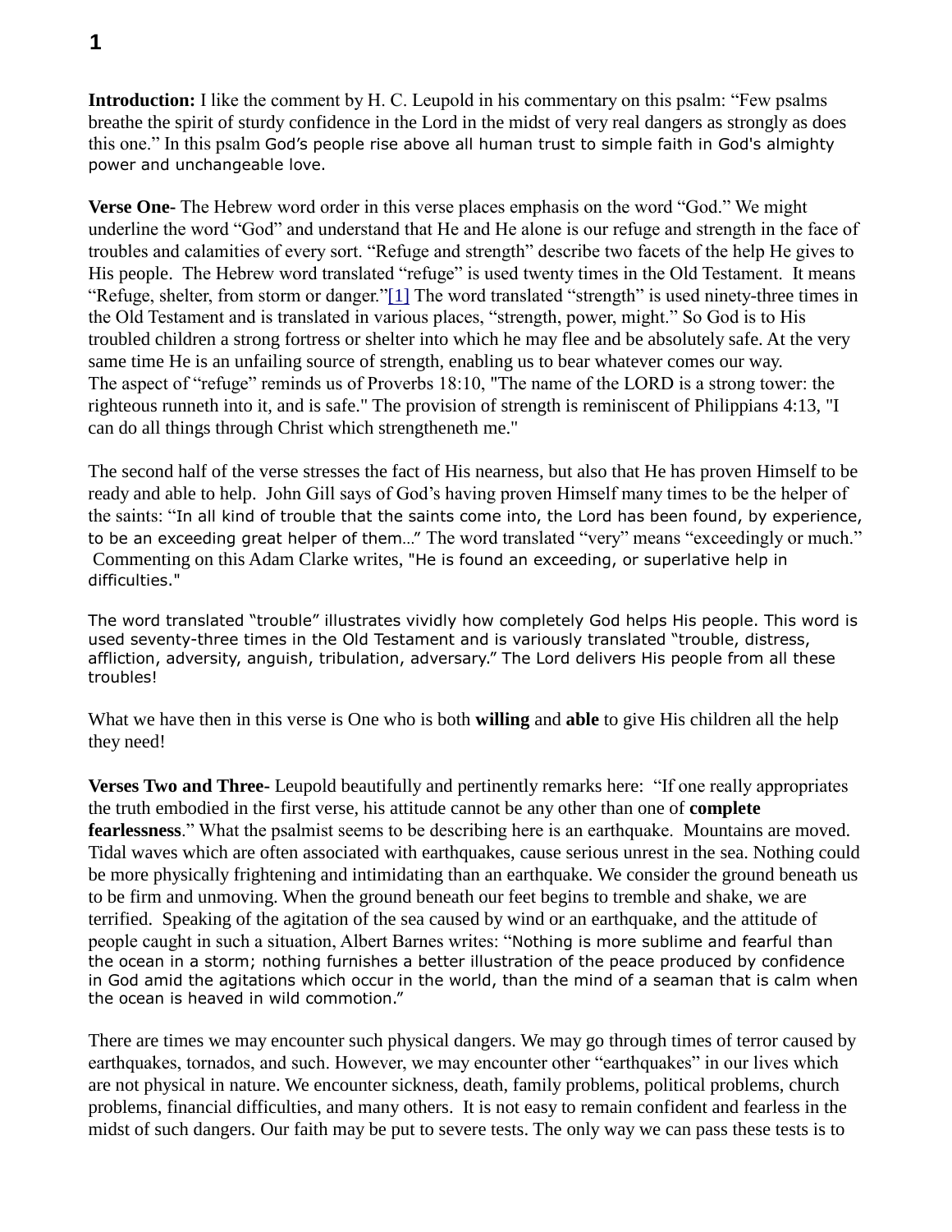**Introduction:** I like the comment by H. C. Leupold in his commentary on this psalm: "Few psalms breathe the spirit of sturdy confidence in the Lord in the midst of very real dangers as strongly as does this one." In this psalm God's people rise above all human trust to simple faith in God's almighty power and unchangeable love.

**Verse One-** The Hebrew word order in this verse places emphasis on the word "God." We might underline the word "God" and understand that He and He alone is our refuge and strength in the face of troubles and calamities of every sort. "Refuge and strength" describe two facets of the help He gives to His people. The Hebrew word translated "refuge" is used twenty times in the Old Testament. It means "Refuge, shelter, from storm or danger."[1] The word translated "strength" is used ninety-three times in the Old Testament and is translated in various places, "strength, power, might." So God is to His troubled children a strong fortress or shelter into which he may flee and be absolutely safe. At the very same time He is an unfailing source of strength, enabling us to bear whatever comes our way.
The aspect of "refuge" reminds us of Proverbs 18:10, "The name of the LORD is a strong tower: the righteous runneth into it, and is safe." The provision of strength is reminiscent of Philippians 4:13, "I can do all things through Christ which strengtheneth me."

The second half of the verse stresses the fact of His nearness, but also that He has proven Himself to be ready and able to help. John Gill says of God's having proven Himself many times to be the helper of the saints: "In all kind of trouble that the saints come into, the Lord has been found, by experience, to be an exceeding great helper of them..." The word translated "very" means "exceedingly or much." Commenting on this Adam Clarke writes, "He is found an exceeding, or superlative help in difficulties."

The word translated "trouble" illustrates vividly how completely God helps His people. This word is used seventy-three times in the Old Testament and is variously translated "trouble, distress, affliction, adversity, anguish, tribulation, adversary." The Lord delivers His people from all these troubles!

What we have then in this verse is One who is both **willing** and **able** to give His children all the help they need!

**Verses Two and Three-** Leupold beautifully and pertinently remarks here: "If one really appropriates the truth embodied in the first verse, his attitude cannot be any other than one of **complete fearlessness**." What the psalmist seems to be describing here is an earthquake. Mountains are moved. Tidal waves which are often associated with earthquakes, cause serious unrest in the sea. Nothing could be more physically frightening and intimidating than an earthquake. We consider the ground beneath us to be firm and unmoving. When the ground beneath our feet begins to tremble and shake, we are terrified. Speaking of the agitation of the sea caused by wind or an earthquake, and the attitude of people caught in such a situation, Albert Barnes writes: "Nothing is more sublime and fearful than the ocean in a storm; nothing furnishes a better illustration of the peace produced by confidence in God amid the agitations which occur in the world, than the mind of a seaman that is calm when the ocean is heaved in wild commotion."

There are times we may encounter such physical dangers. We may go through times of terror caused by earthquakes, tornados, and such. However, we may encounter other "earthquakes" in our lives which are not physical in nature. We encounter sickness, death, family problems, political problems, church problems, financial difficulties, and many others. It is not easy to remain confident and fearless in the midst of such dangers. Our faith may be put to severe tests. The only way we can pass these tests is to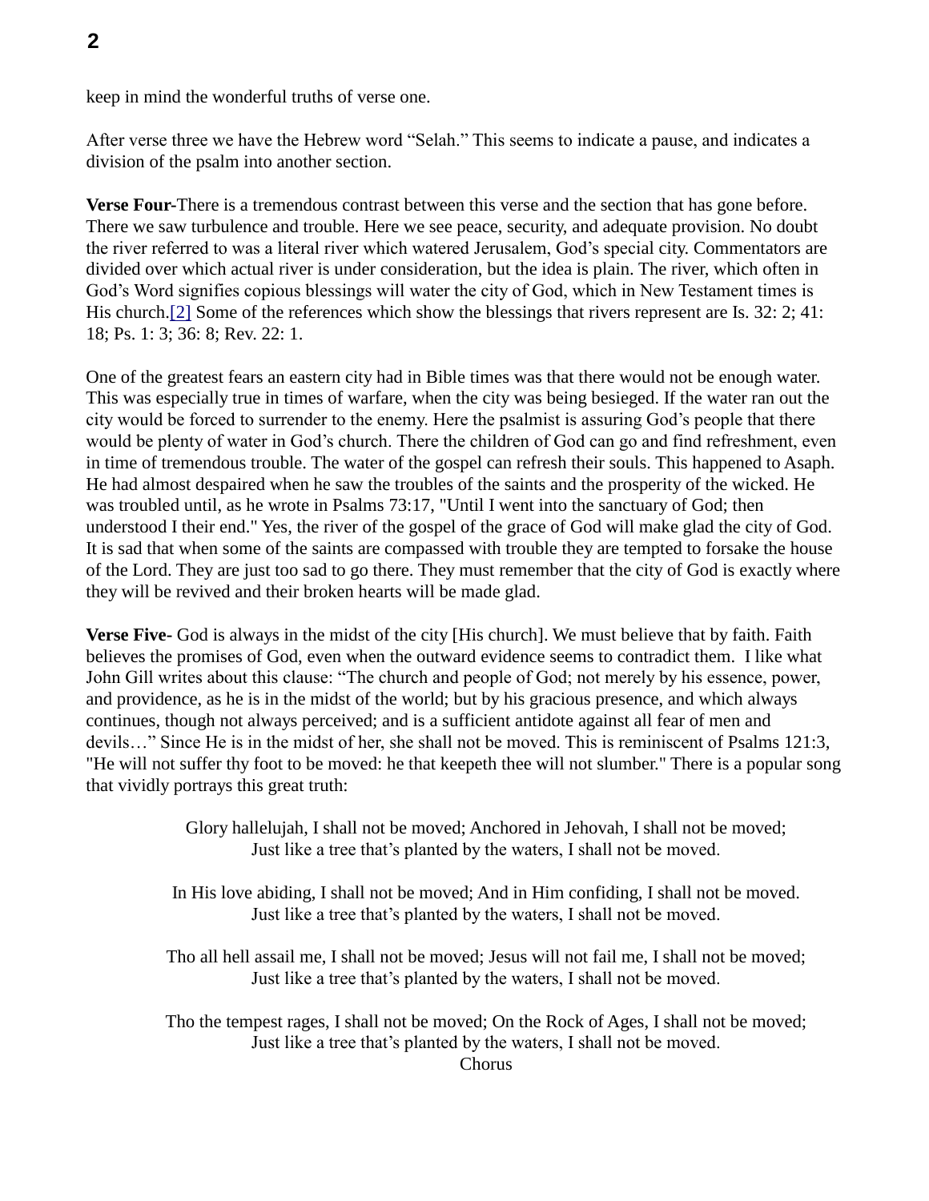keep in mind the wonderful truths of verse one.

After verse three we have the Hebrew word "Selah." This seems to indicate a pause, and indicates a division of the psalm into another section.

**Verse Four-**There is a tremendous contrast between this verse and the section that has gone before. There we saw turbulence and trouble. Here we see peace, security, and adequate provision. No doubt the river referred to was a literal river which watered Jerusalem, God's special city. Commentators are divided over which actual river is under consideration, but the idea is plain. The river, which often in God's Word signifies copious blessings will water the city of God, which in New Testament times is His church.[2] Some of the references which show the blessings that rivers represent are Is. 32: 2; 41: 18; Ps. 1: 3; 36: 8; Rev. 22: 1.

One of the greatest fears an eastern city had in Bible times was that there would not be enough water. This was especially true in times of warfare, when the city was being besieged. If the water ran out the city would be forced to surrender to the enemy. Here the psalmist is assuring God's people that there would be plenty of water in God's church. There the children of God can go and find refreshment, even in time of tremendous trouble. The water of the gospel can refresh their souls. This happened to Asaph. He had almost despaired when he saw the troubles of the saints and the prosperity of the wicked. He was troubled until, as he wrote in Psalms 73:17, "Until I went into the sanctuary of God; then understood I their end." Yes, the river of the gospel of the grace of God will make glad the city of God. It is sad that when some of the saints are compassed with trouble they are tempted to forsake the house of the Lord. They are just too sad to go there. They must remember that the city of God is exactly where they will be revived and their broken hearts will be made glad.

**Verse Five-** God is always in the midst of the city [His church]. We must believe that by faith. Faith believes the promises of God, even when the outward evidence seems to contradict them. I like what John Gill writes about this clause: "The church and people of God; not merely by his essence, power, and providence, as he is in the midst of the world; but by his gracious presence, and which always continues, though not always perceived; and is a sufficient antidote against all fear of men and devils…" Since He is in the midst of her, she shall not be moved. This is reminiscent of Psalms 121:3, "He will not suffer thy foot to be moved: he that keepeth thee will not slumber." There is a popular song that vividly portrays this great truth:

Glory hallelujah, I shall not be moved; Anchored in Jehovah, I shall not be moved;  
Just like a tree that's planted by the waters, I shall not be moved.

In His love abiding, I shall not be moved; And in Him confiding, I shall not be moved.  
Just like a tree that's planted by the waters, I shall not be moved.

Tho all hell assail me, I shall not be moved; Jesus will not fail me, I shall not be moved;  
Just like a tree that's planted by the waters, I shall not be moved.

Tho the tempest rages, I shall not be moved; On the Rock of Ages, I shall not be moved;  
Just like a tree that's planted by the waters, I shall not be moved.  
Chorus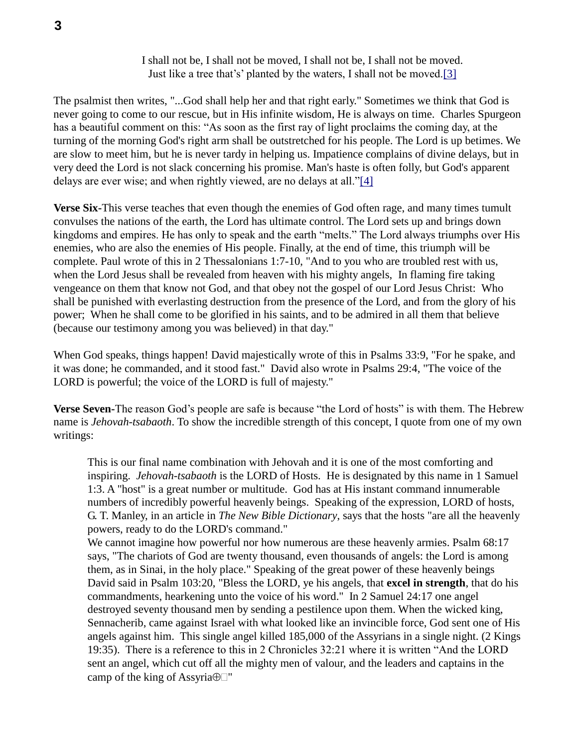I shall not be, I shall not be moved, I shall not be, I shall not be moved.
Just like a tree that's' planted by the waters, I shall not be moved.[3]

The psalmist then writes, "...God shall help her and that right early." Sometimes we think that God is never going to come to our rescue, but in His infinite wisdom, He is always on time. Charles Spurgeon has a beautiful comment on this: "As soon as the first ray of light proclaims the coming day, at the turning of the morning God's right arm shall be outstretched for his people. The Lord is up betimes. We are slow to meet him, but he is never tardy in helping us. Impatience complains of divine delays, but in very deed the Lord is not slack concerning his promise. Man's haste is often folly, but God's apparent delays are ever wise; and when rightly viewed, are no delays at all."[4]

**Verse Six-**This verse teaches that even though the enemies of God often rage, and many times tumult convulses the nations of the earth, the Lord has ultimate control. The Lord sets up and brings down kingdoms and empires. He has only to speak and the earth "melts." The Lord always triumphs over His enemies, who are also the enemies of His people. Finally, at the end of time, this triumph will be complete. Paul wrote of this in 2 Thessalonians 1:7-10, "And to you who are troubled rest with us, when the Lord Jesus shall be revealed from heaven with his mighty angels, In flaming fire taking vengeance on them that know not God, and that obey not the gospel of our Lord Jesus Christ: Who shall be punished with everlasting destruction from the presence of the Lord, and from the glory of his power; When he shall come to be glorified in his saints, and to be admired in all them that believe (because our testimony among you was believed) in that day."

When God speaks, things happen! David majestically wrote of this in Psalms 33:9, "For he spake, and it was done; he commanded, and it stood fast." David also wrote in Psalms 29:4, "The voice of the LORD is powerful; the voice of the LORD is full of majesty."

**Verse Seven-**The reason God's people are safe is because "the Lord of hosts" is with them. The Hebrew name is *Jehovah-tsabaoth*. To show the incredible strength of this concept, I quote from one of my own writings:

> This is our final name combination with Jehovah and it is one of the most comforting and inspiring. *Jehovah-tsabaoth* is the LORD of Hosts. He is designated by this name in 1 Samuel 1:3. A "host" is a great number or multitude. God has at His instant command innumerable numbers of incredibly powerful heavenly beings. Speaking of the expression, LORD of hosts, G. T. Manley, in an article in *The New Bible Dictionary*, says that the hosts "are all the heavenly powers, ready to do the LORD's command."
>
> We cannot imagine how powerful nor how numerous are these heavenly armies. Psalm 68:17 says, "The chariots of God are twenty thousand, even thousands of angels: the Lord is among them, as in Sinai, in the holy place." Speaking of the great power of these heavenly beings David said in Psalm 103:20, "Bless the LORD, ye his angels, that **excel in strength**, that do his commandments, hearkening unto the voice of his word." In 2 Samuel 24:17 one angel destroyed seventy thousand men by sending a pestilence upon them. When the wicked king, Sennacherib, came against Israel with what looked like an invincible force, God sent one of His angels against him. This single angel killed 185,000 of the Assyrians in a single night. (2 Kings 19:35). There is a reference to this in 2 Chronicles 32:21 where it is written "And the LORD sent an angel, which cut off all the mighty men of valour, and the leaders and captains in the camp of the king of Assyria⊕□"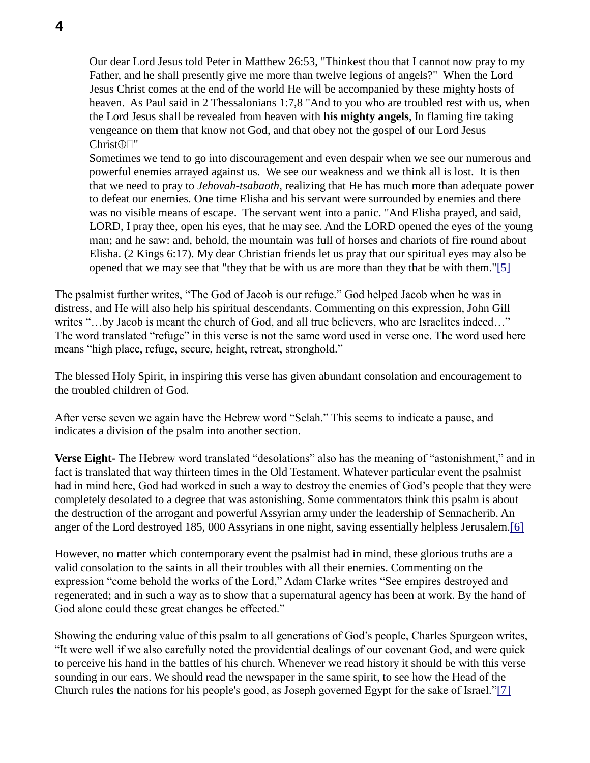Our dear Lord Jesus told Peter in Matthew 26:53, "Thinkest thou that I cannot now pray to my Father, and he shall presently give me more than twelve legions of angels?" When the Lord Jesus Christ comes at the end of the world He will be accompanied by these mighty hosts of heaven. As Paul said in 2 Thessalonians 1:7,8 "And to you who are troubled rest with us, when the Lord Jesus shall be revealed from heaven with **his mighty angels**, In flaming fire taking vengeance on them that know not God, and that obey not the gospel of our Lord Jesus Christ⊕□"

Sometimes we tend to go into discouragement and even despair when we see our numerous and powerful enemies arrayed against us. We see our weakness and we think all is lost. It is then that we need to pray to *Jehovah-tsabaoth*, realizing that He has much more than adequate power to defeat our enemies. One time Elisha and his servant were surrounded by enemies and there was no visible means of escape. The servant went into a panic. "And Elisha prayed, and said, LORD, I pray thee, open his eyes, that he may see. And the LORD opened the eyes of the young man; and he saw: and, behold, the mountain was full of horses and chariots of fire round about Elisha. (2 Kings 6:17). My dear Christian friends let us pray that our spiritual eyes may also be opened that we may see that "they that be with us are more than they that be with them."[5]

The psalmist further writes, "The God of Jacob is our refuge." God helped Jacob when he was in distress, and He will also help his spiritual descendants. Commenting on this expression, John Gill writes "…by Jacob is meant the church of God, and all true believers, who are Israelites indeed…" The word translated "refuge" in this verse is not the same word used in verse one. The word used here means "high place, refuge, secure, height, retreat, stronghold."

The blessed Holy Spirit, in inspiring this verse has given abundant consolation and encouragement to the troubled children of God.

After verse seven we again have the Hebrew word "Selah." This seems to indicate a pause, and indicates a division of the psalm into another section.

**Verse Eight-** The Hebrew word translated "desolations" also has the meaning of "astonishment," and in fact is translated that way thirteen times in the Old Testament. Whatever particular event the psalmist had in mind here, God had worked in such a way to destroy the enemies of God's people that they were completely desolated to a degree that was astonishing. Some commentators think this psalm is about the destruction of the arrogant and powerful Assyrian army under the leadership of Sennacherib. An anger of the Lord destroyed 185, 000 Assyrians in one night, saving essentially helpless Jerusalem.[6]

However, no matter which contemporary event the psalmist had in mind, these glorious truths are a valid consolation to the saints in all their troubles with all their enemies. Commenting on the expression "come behold the works of the Lord," Adam Clarke writes "See empires destroyed and regenerated; and in such a way as to show that a supernatural agency has been at work. By the hand of God alone could these great changes be effected."

Showing the enduring value of this psalm to all generations of God's people, Charles Spurgeon writes, "It were well if we also carefully noted the providential dealings of our covenant God, and were quick to perceive his hand in the battles of his church. Whenever we read history it should be with this verse sounding in our ears. We should read the newspaper in the same spirit, to see how the Head of the Church rules the nations for his people's good, as Joseph governed Egypt for the sake of Israel."[7]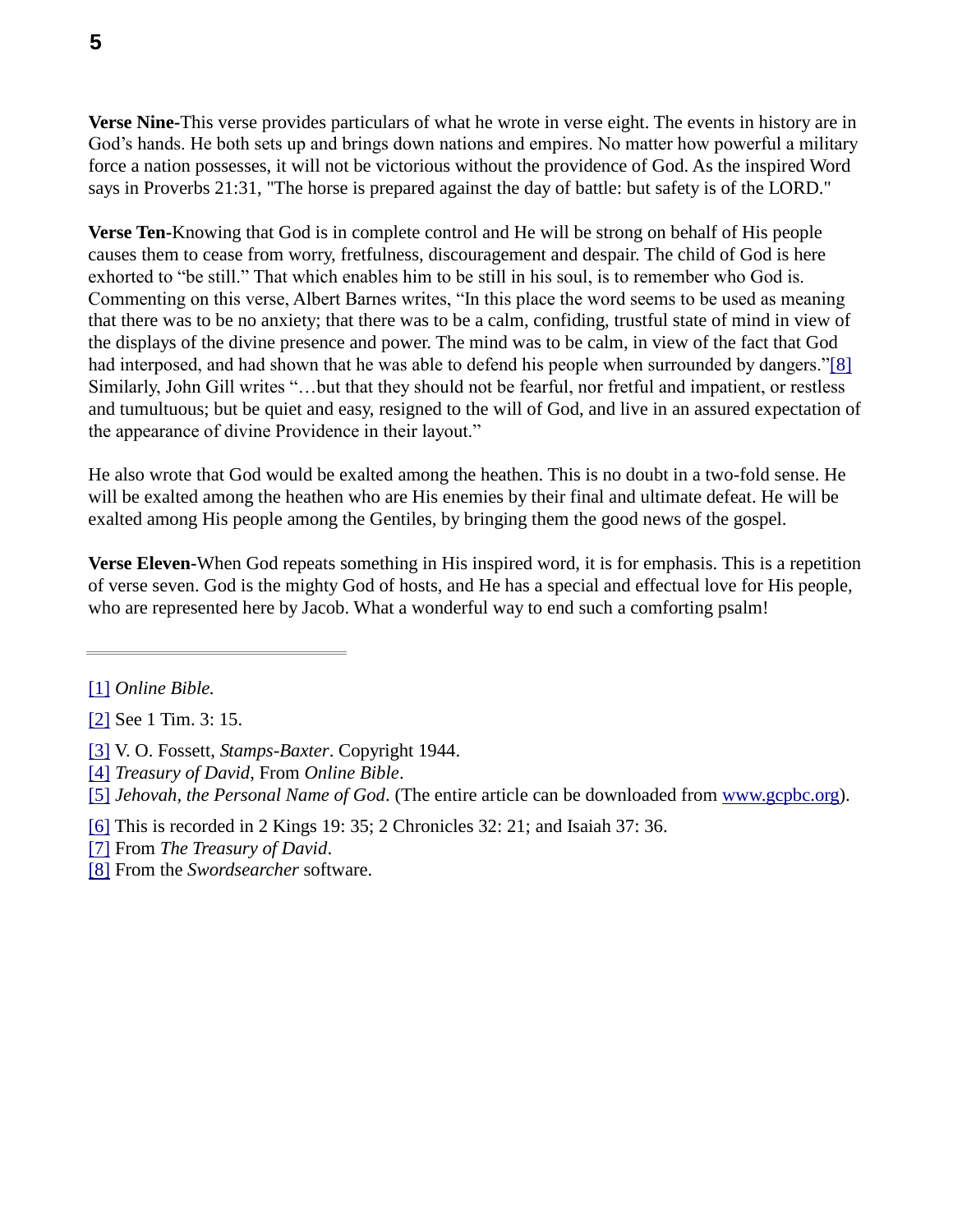**Verse Nine-**This verse provides particulars of what he wrote in verse eight. The events in history are in God's hands. He both sets up and brings down nations and empires. No matter how powerful a military force a nation possesses, it will not be victorious without the providence of God. As the inspired Word says in Proverbs 21:31, "The horse is prepared against the day of battle: but safety is of the LORD."

**Verse Ten**-Knowing that God is in complete control and He will be strong on behalf of His people causes them to cease from worry, fretfulness, discouragement and despair. The child of God is here exhorted to "be still." That which enables him to be still in his soul, is to remember who God is. Commenting on this verse, Albert Barnes writes, "In this place the word seems to be used as meaning that there was to be no anxiety; that there was to be a calm, confiding, trustful state of mind in view of the displays of the divine presence and power. The mind was to be calm, in view of the fact that God had interposed, and had shown that he was able to defend his people when surrounded by dangers."[8] Similarly, John Gill writes "…but that they should not be fearful, nor fretful and impatient, or restless and tumultuous; but be quiet and easy, resigned to the will of God, and live in an assured expectation of the appearance of divine Providence in their layout."

He also wrote that God would be exalted among the heathen. This is no doubt in a two-fold sense. He will be exalted among the heathen who are His enemies by their final and ultimate defeat. He will be exalted among His people among the Gentiles, by bringing them the good news of the gospel.

**Verse Eleven-**When God repeats something in His inspired word, it is for emphasis. This is a repetition of verse seven. God is the mighty God of hosts, and He has a special and effectual love for His people, who are represented here by Jacob. What a wonderful way to end such a comforting psalm!

---

[1] *Online Bible.*

[2] See 1 Tim. 3: 15.

[3] V. O. Fossett, *Stamps-Baxter*. Copyright 1944.

[4] *Treasury of David*, From *Online Bible*.

[5] *Jehovah, the Personal Name of God*. (The entire article can be downloaded from www.gcpbc.org).

[6] This is recorded in 2 Kings 19: 35; 2 Chronicles 32: 21; and Isaiah 37: 36.

[7] From *The Treasury of David*.

[8] From the *Swordsearcher* software.